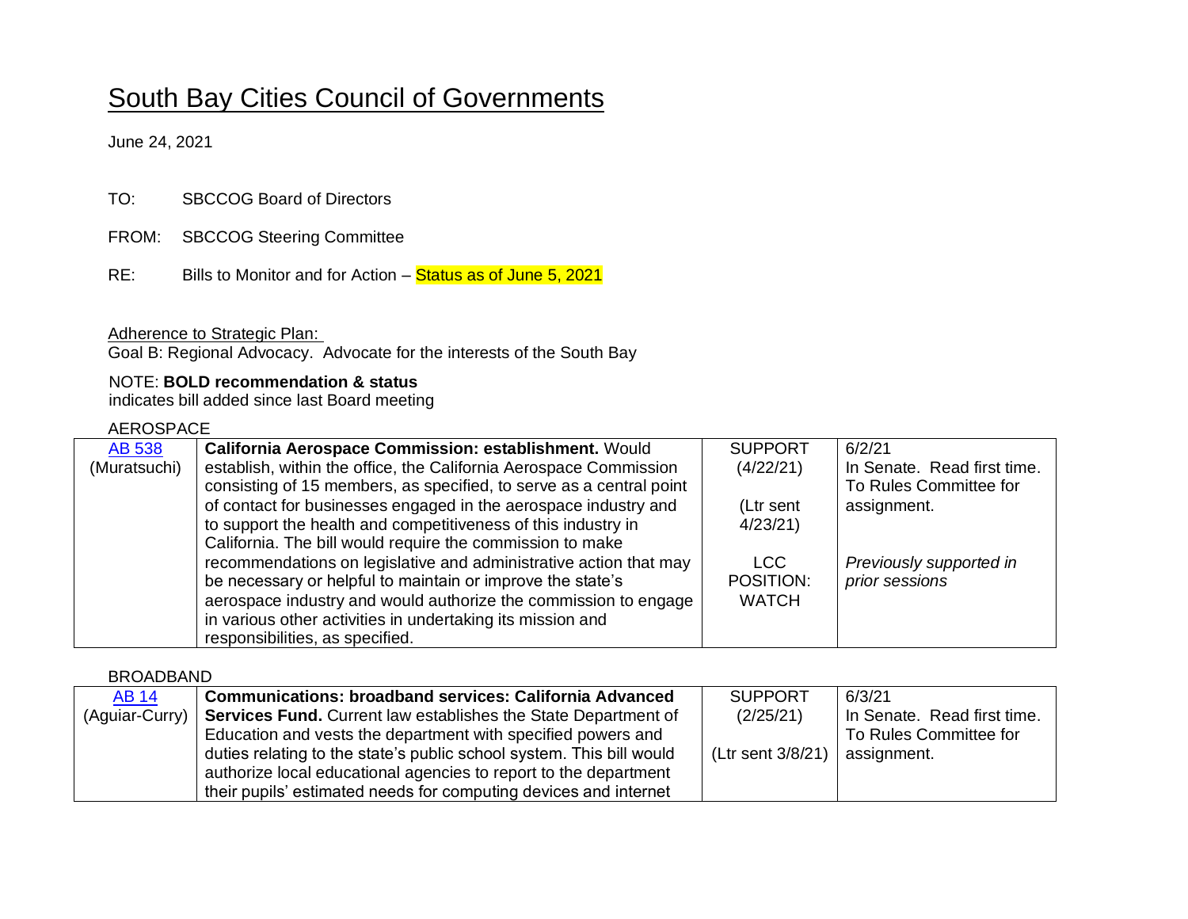# South Bay Cities Council of Governments

June 24, 2021

TO: SBCCOG Board of Directors

FROM: SBCCOG Steering Committee

RE: Bills to Monitor and for Action – Status as of June 5, 2021

Adherence to Strategic Plan:
Goal B: Regional Advocacy. Advocate for the interests of the South Bay

NOTE: **BOLD recommendation & status** indicates bill added since last Board meeting

AEROSPACE

| | | | |
|---|---|---|---|
| AB 538 (Muratsuchi) | **California Aerospace Commission: establishment.** Would establish, within the office, the California Aerospace Commission consisting of 15 members, as specified, to serve as a central point of contact for businesses engaged in the aerospace industry and to support the health and competitiveness of this industry in California. The bill would require the commission to make recommendations on legislative and administrative action that may be necessary or helpful to maintain or improve the state's aerospace industry and would authorize the commission to engage in various other activities in undertaking its mission and responsibilities, as specified. | SUPPORT (4/22/21)<br><br>(Ltr sent 4/23/21)<br><br>LCC POSITION: WATCH | 6/2/21<br>In Senate. Read first time. To Rules Committee for assignment.<br><br>*Previously supported in prior sessions* |

BROADBAND

| | | | |
|---|---|---|---|
| AB 14 (Aguiar-Curry) | **Communications: broadband services: California Advanced Services Fund.** Current law establishes the State Department of Education and vests the department with specified powers and duties relating to the state's public school system. This bill would authorize local educational agencies to report to the department their pupils' estimated needs for computing devices and internet | SUPPORT (2/25/21)<br><br>(Ltr sent 3/8/21) | 6/3/21<br>In Senate. Read first time. To Rules Committee for assignment. |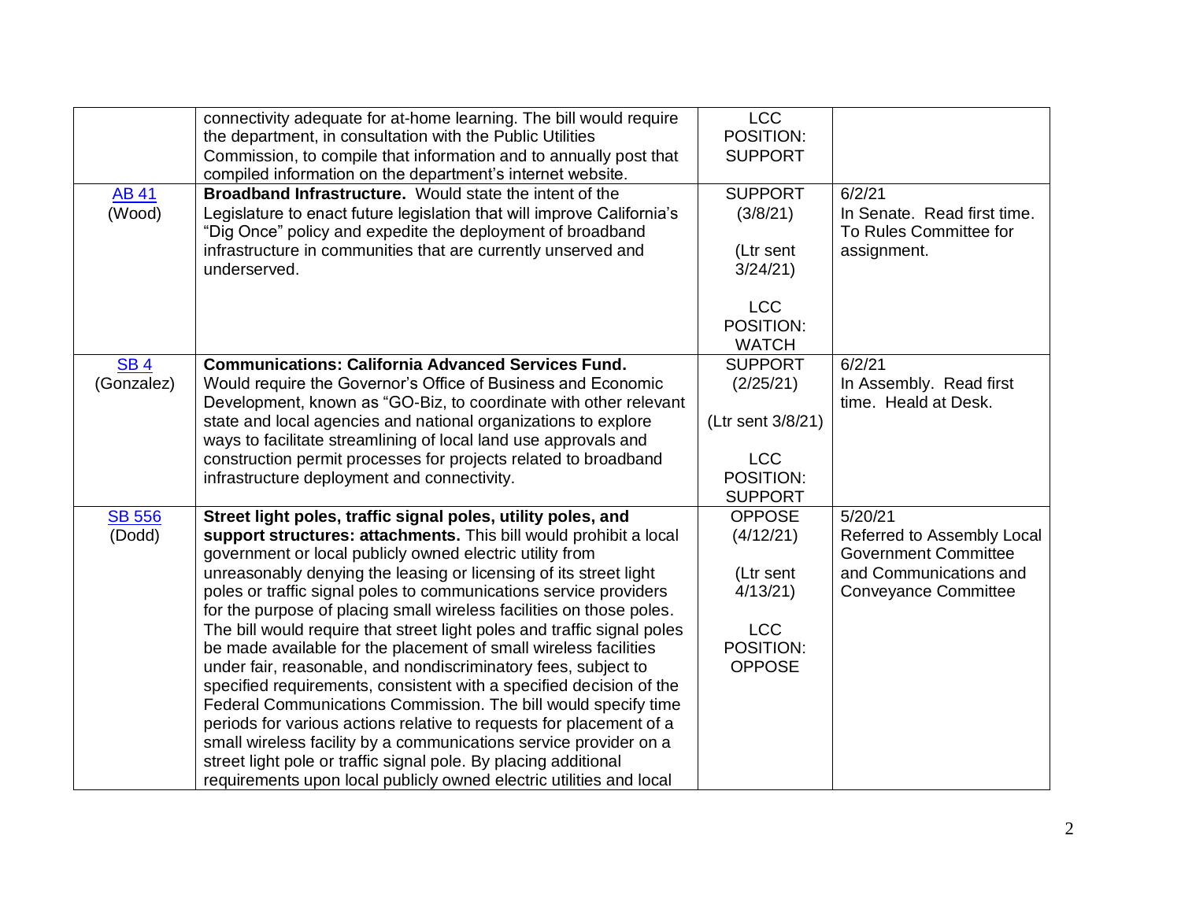| | | | |
|---|---|---|---|
| | connectivity adequate for at-home learning. The bill would require the department, in consultation with the Public Utilities Commission, to compile that information and to annually post that compiled information on the department's internet website. | LCC POSITION: SUPPORT | |
| AB 41 (Wood) | **Broadband Infrastructure.** Would state the intent of the Legislature to enact future legislation that will improve California's "Dig Once" policy and expedite the deployment of broadband infrastructure in communities that are currently unserved and underserved. | SUPPORT (3/8/21)<br><br>(Ltr sent 3/24/21)<br><br>LCC POSITION: WATCH | 6/2/21<br>In Senate. Read first time. To Rules Committee for assignment. |
| SB 4 (Gonzalez) | **Communications: California Advanced Services Fund.** Would require the Governor's Office of Business and Economic Development, known as "GO-Biz, to coordinate with other relevant state and local agencies and national organizations to explore ways to facilitate streamlining of local land use approvals and construction permit processes for projects related to broadband infrastructure deployment and connectivity. | SUPPORT (2/25/21)<br><br>(Ltr sent 3/8/21)<br><br>LCC POSITION: SUPPORT | 6/2/21<br>In Assembly. Read first time. Heald at Desk. |
| SB 556 (Dodd) | **Street light poles, traffic signal poles, utility poles, and support structures: attachments.** This bill would prohibit a local government or local publicly owned electric utility from unreasonably denying the leasing or licensing of its street light poles or traffic signal poles to communications service providers for the purpose of placing small wireless facilities on those poles. The bill would require that street light poles and traffic signal poles be made available for the placement of small wireless facilities under fair, reasonable, and nondiscriminatory fees, subject to specified requirements, consistent with a specified decision of the Federal Communications Commission. The bill would specify time periods for various actions relative to requests for placement of a small wireless facility by a communications service provider on a street light pole or traffic signal pole. By placing additional requirements upon local publicly owned electric utilities and local | OPPOSE (4/12/21)<br><br>(Ltr sent 4/13/21)<br><br>LCC POSITION: OPPOSE | 5/20/21<br>Referred to Assembly Local Government Committee and Communications and Conveyance Committee |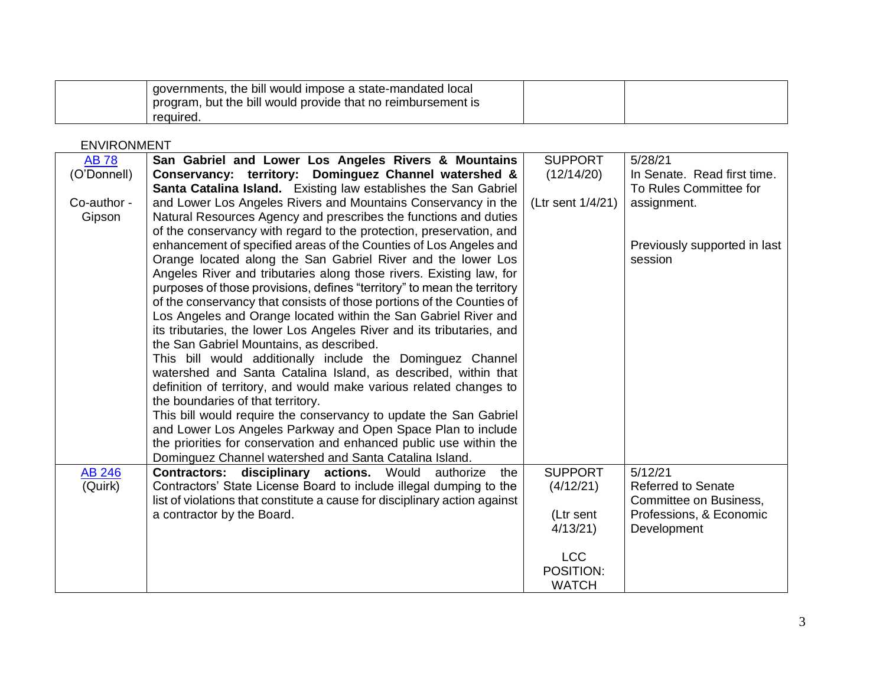| | governments, the bill would impose a state-mandated local program, but the bill would provide that no reimbursement is required. | | |
|---|---|---|---|

ENVIRONMENT

| | | | |
|---|---|---|---|
| [AB 78](#) (O'Donnell)<br><br>Co-author - Gipson | **San Gabriel and Lower Los Angeles Rivers & Mountains Conservancy: territory: Dominguez Channel watershed & Santa Catalina Island.** Existing law establishes the San Gabriel and Lower Los Angeles Rivers and Mountains Conservancy in the Natural Resources Agency and prescribes the functions and duties of the conservancy with regard to the protection, preservation, and enhancement of specified areas of the Counties of Los Angeles and Orange located along the San Gabriel River and the lower Los Angeles River and tributaries along those rivers. Existing law, for purposes of those provisions, defines "territory" to mean the territory of the conservancy that consists of those portions of the Counties of Los Angeles and Orange located within the San Gabriel River and its tributaries, the lower Los Angeles River and its tributaries, and the San Gabriel Mountains, as described.<br>This bill would additionally include the Dominguez Channel watershed and Santa Catalina Island, as described, within that definition of territory, and would make various related changes to the boundaries of that territory.<br>This bill would require the conservancy to update the San Gabriel and Lower Los Angeles Parkway and Open Space Plan to include the priorities for conservation and enhanced public use within the Dominguez Channel watershed and Santa Catalina Island. | SUPPORT (12/14/20)<br><br>(Ltr sent 1/4/21) | 5/28/21<br>In Senate. Read first time. To Rules Committee for assignment.<br><br>Previously supported in last session |
| [AB 246](#) (Quirk) | **Contractors: disciplinary actions.** Would authorize the Contractors' State License Board to include illegal dumping to the list of violations that constitute a cause for disciplinary action against a contractor by the Board. | SUPPORT (4/12/21)<br><br>(Ltr sent 4/13/21)<br><br>LCC POSITION: WATCH | 5/12/21<br>Referred to Senate Committee on Business, Professions, & Economic Development |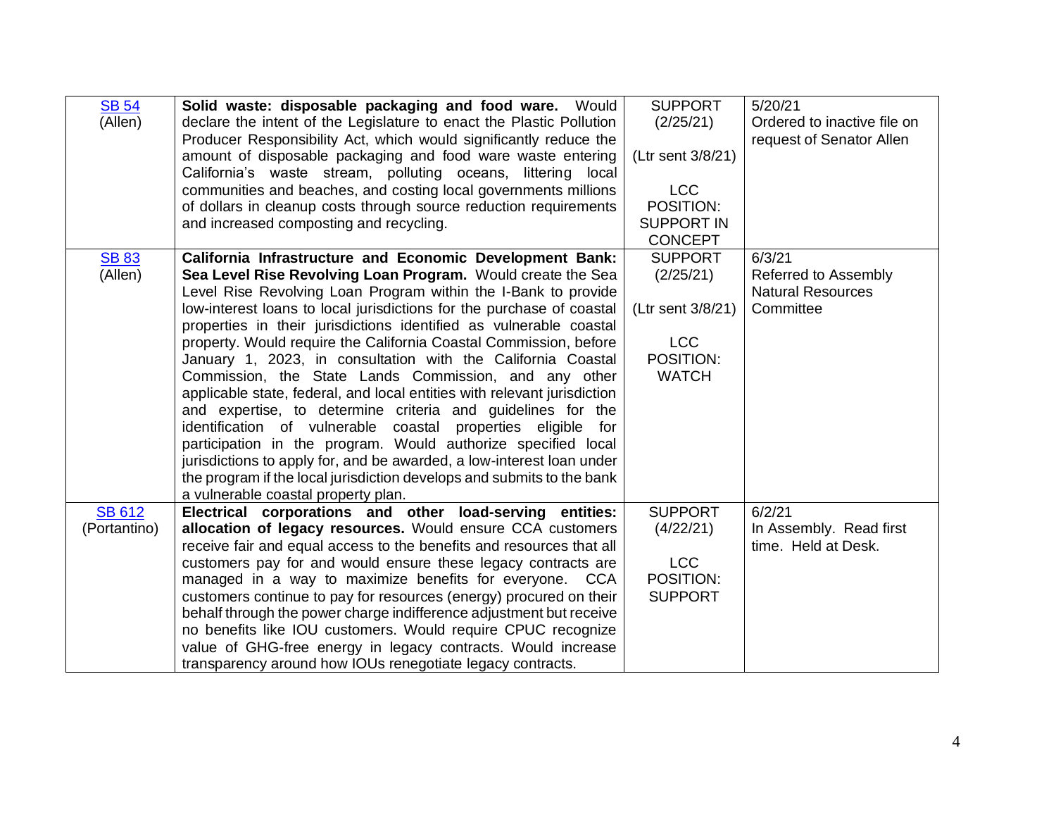| | | | |
|---|---|---|---|
| SB 54 (Allen) | **Solid waste: disposable packaging and food ware.** Would declare the intent of the Legislature to enact the Plastic Pollution Producer Responsibility Act, which would significantly reduce the amount of disposable packaging and food ware waste entering California's waste stream, polluting oceans, littering local communities and beaches, and costing local governments millions of dollars in cleanup costs through source reduction requirements and increased composting and recycling. | SUPPORT (2/25/21) (Ltr sent 3/8/21) LCC POSITION: SUPPORT IN CONCEPT | 5/20/21 Ordered to inactive file on request of Senator Allen |
| SB 83 (Allen) | **California Infrastructure and Economic Development Bank: Sea Level Rise Revolving Loan Program.** Would create the Sea Level Rise Revolving Loan Program within the I-Bank to provide low-interest loans to local jurisdictions for the purchase of coastal properties in their jurisdictions identified as vulnerable coastal property. Would require the California Coastal Commission, before January 1, 2023, in consultation with the California Coastal Commission, the State Lands Commission, and any other applicable state, federal, and local entities with relevant jurisdiction and expertise, to determine criteria and guidelines for the identification of vulnerable coastal properties eligible for participation in the program. Would authorize specified local jurisdictions to apply for, and be awarded, a low-interest loan under the program if the local jurisdiction develops and submits to the bank a vulnerable coastal property plan. | SUPPORT (2/25/21) (Ltr sent 3/8/21) LCC POSITION: WATCH | 6/3/21 Referred to Assembly Natural Resources Committee |
| SB 612 (Portantino) | **Electrical corporations and other load-serving entities: allocation of legacy resources.** Would ensure CCA customers receive fair and equal access to the benefits and resources that all customers pay for and would ensure these legacy contracts are managed in a way to maximize benefits for everyone. CCA customers continue to pay for resources (energy) procured on their behalf through the power charge indifference adjustment but receive no benefits like IOU customers. Would require CPUC recognize value of GHG-free energy in legacy contracts. Would increase transparency around how IOUs renegotiate legacy contracts. | SUPPORT (4/22/21) LCC POSITION: SUPPORT | 6/2/21 In Assembly. Read first time. Held at Desk. |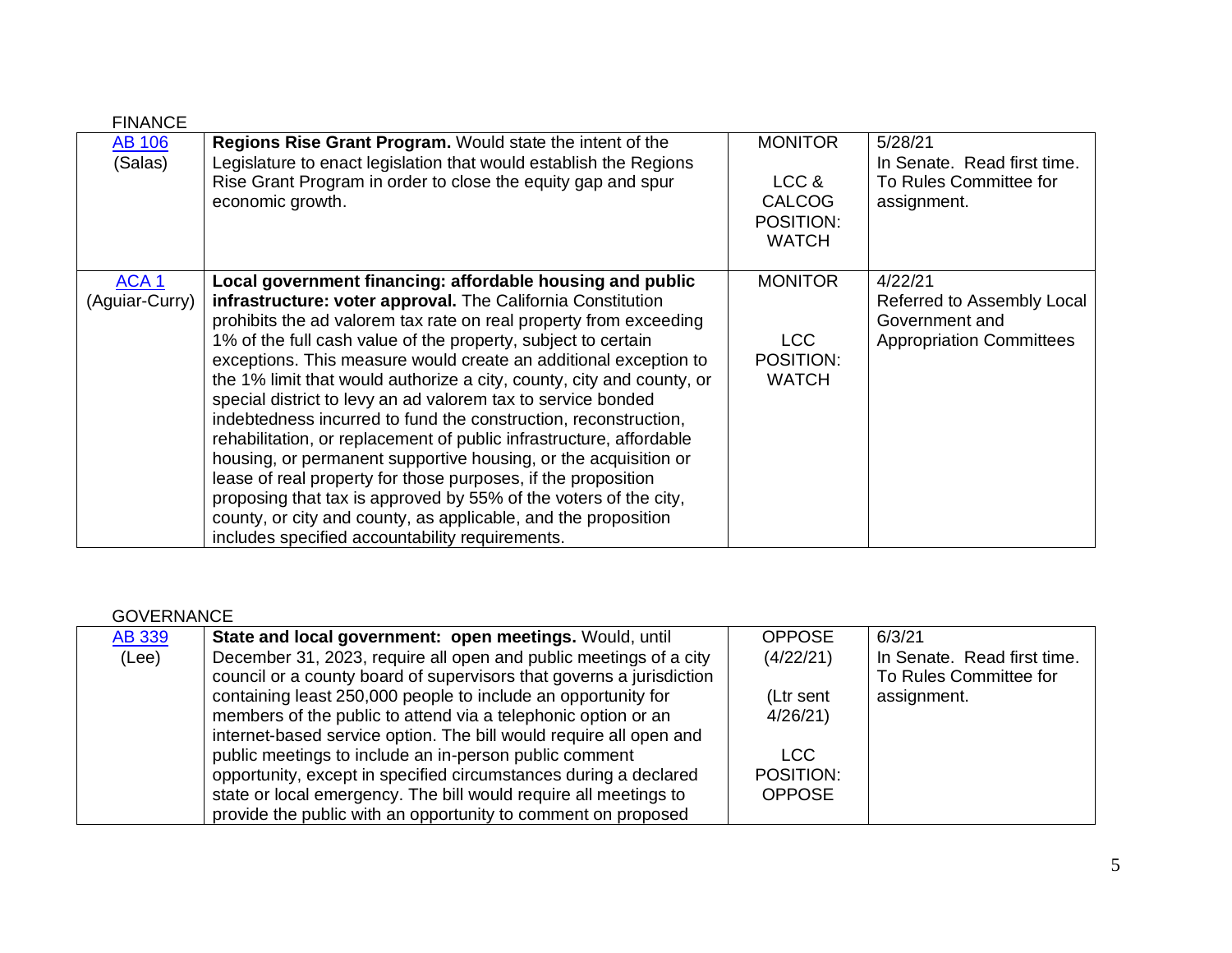FINANCE

| | | | |
|---|---|---|---|
| [AB 106](#)<br>(Salas) | **Regions Rise Grant Program.** Would state the intent of the Legislature to enact legislation that would establish the Regions Rise Grant Program in order to close the equity gap and spur economic growth. | MONITOR<br><br>LCC & CALCOG POSITION: WATCH | 5/28/21<br>In Senate. Read first time. To Rules Committee for assignment. |
| [ACA 1](#)<br>(Aguiar-Curry) | **Local government financing: affordable housing and public infrastructure: voter approval.** The California Constitution prohibits the ad valorem tax rate on real property from exceeding 1% of the full cash value of the property, subject to certain exceptions. This measure would create an additional exception to the 1% limit that would authorize a city, county, city and county, or special district to levy an ad valorem tax to service bonded indebtedness incurred to fund the construction, reconstruction, rehabilitation, or replacement of public infrastructure, affordable housing, or permanent supportive housing, or the acquisition or lease of real property for those purposes, if the proposition proposing that tax is approved by 55% of the voters of the city, county, or city and county, as applicable, and the proposition includes specified accountability requirements. | MONITOR<br><br>LCC POSITION: WATCH | 4/22/21<br>Referred to Assembly Local Government and Appropriation Committees |

GOVERNANCE

| | | | |
|---|---|---|---|
| [AB 339](#)<br>(Lee) | **State and local government: open meetings.** Would, until December 31, 2023, require all open and public meetings of a city council or a county board of supervisors that governs a jurisdiction containing least 250,000 people to include an opportunity for members of the public to attend via a telephonic option or an internet-based service option. The bill would require all open and public meetings to include an in-person public comment opportunity, except in specified circumstances during a declared state or local emergency. The bill would require all meetings to provide the public with an opportunity to comment on proposed | OPPOSE (4/22/21)<br><br>(Ltr sent 4/26/21)<br><br>LCC POSITION: OPPOSE | 6/3/21<br>In Senate. Read first time. To Rules Committee for assignment. |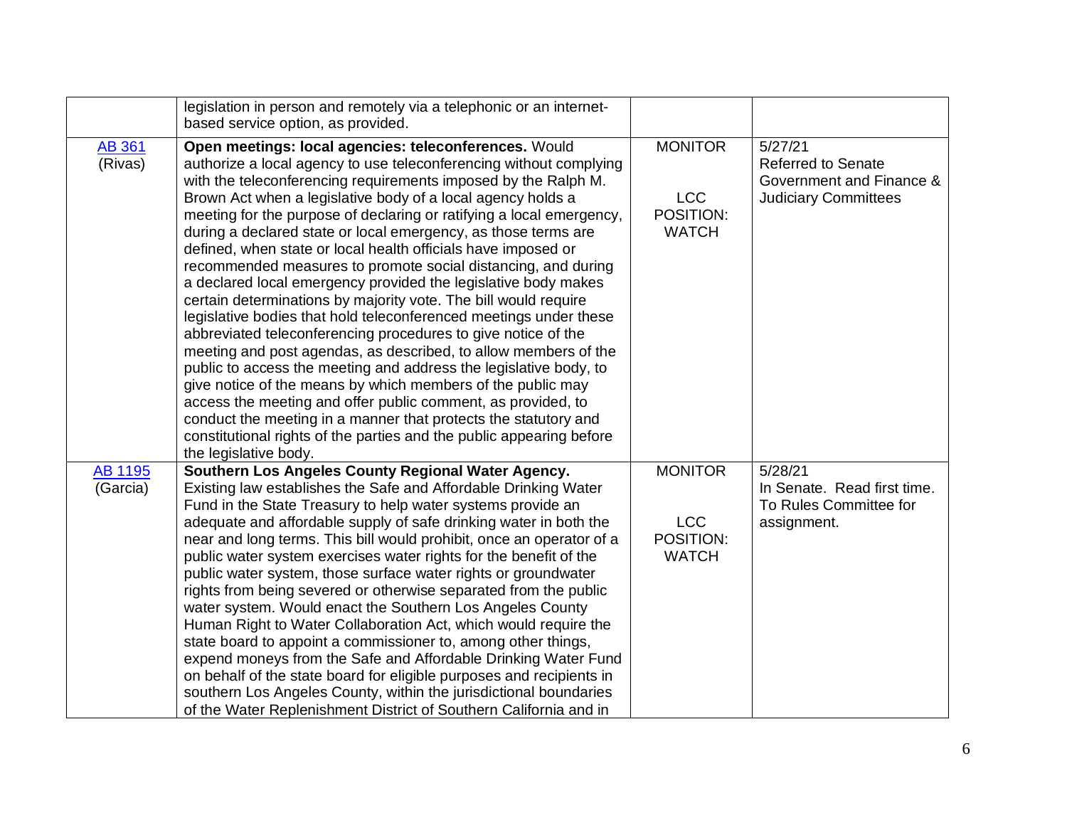| | | | |
|---|---|---|---|
| | legislation in person and remotely via a telephonic or an internet-based service option, as provided. | | |
| AB 361 (Rivas) | **Open meetings: local agencies: teleconferences.** Would authorize a local agency to use teleconferencing without complying with the teleconferencing requirements imposed by the Ralph M. Brown Act when a legislative body of a local agency holds a meeting for the purpose of declaring or ratifying a local emergency, during a declared state or local emergency, as those terms are defined, when state or local health officials have imposed or recommended measures to promote social distancing, and during a declared local emergency provided the legislative body makes certain determinations by majority vote. The bill would require legislative bodies that hold teleconferenced meetings under these abbreviated teleconferencing procedures to give notice of the meeting and post agendas, as described, to allow members of the public to access the meeting and address the legislative body, to give notice of the means by which members of the public may access the meeting and offer public comment, as provided, to conduct the meeting in a manner that protects the statutory and constitutional rights of the parties and the public appearing before the legislative body. | MONITOR<br><br>LCC POSITION: WATCH | 5/27/21<br>Referred to Senate Government and Finance & Judiciary Committees |
| AB 1195 (Garcia) | **Southern Los Angeles County Regional Water Agency.** Existing law establishes the Safe and Affordable Drinking Water Fund in the State Treasury to help water systems provide an adequate and affordable supply of safe drinking water in both the near and long terms. This bill would prohibit, once an operator of a public water system exercises water rights for the benefit of the public water system, those surface water rights or groundwater rights from being severed or otherwise separated from the public water system. Would enact the Southern Los Angeles County Human Right to Water Collaboration Act, which would require the state board to appoint a commissioner to, among other things, expend moneys from the Safe and Affordable Drinking Water Fund on behalf of the state board for eligible purposes and recipients in southern Los Angeles County, within the jurisdictional boundaries of the Water Replenishment District of Southern California and in | MONITOR<br><br>LCC POSITION: WATCH | 5/28/21<br>In Senate. Read first time. To Rules Committee for assignment. |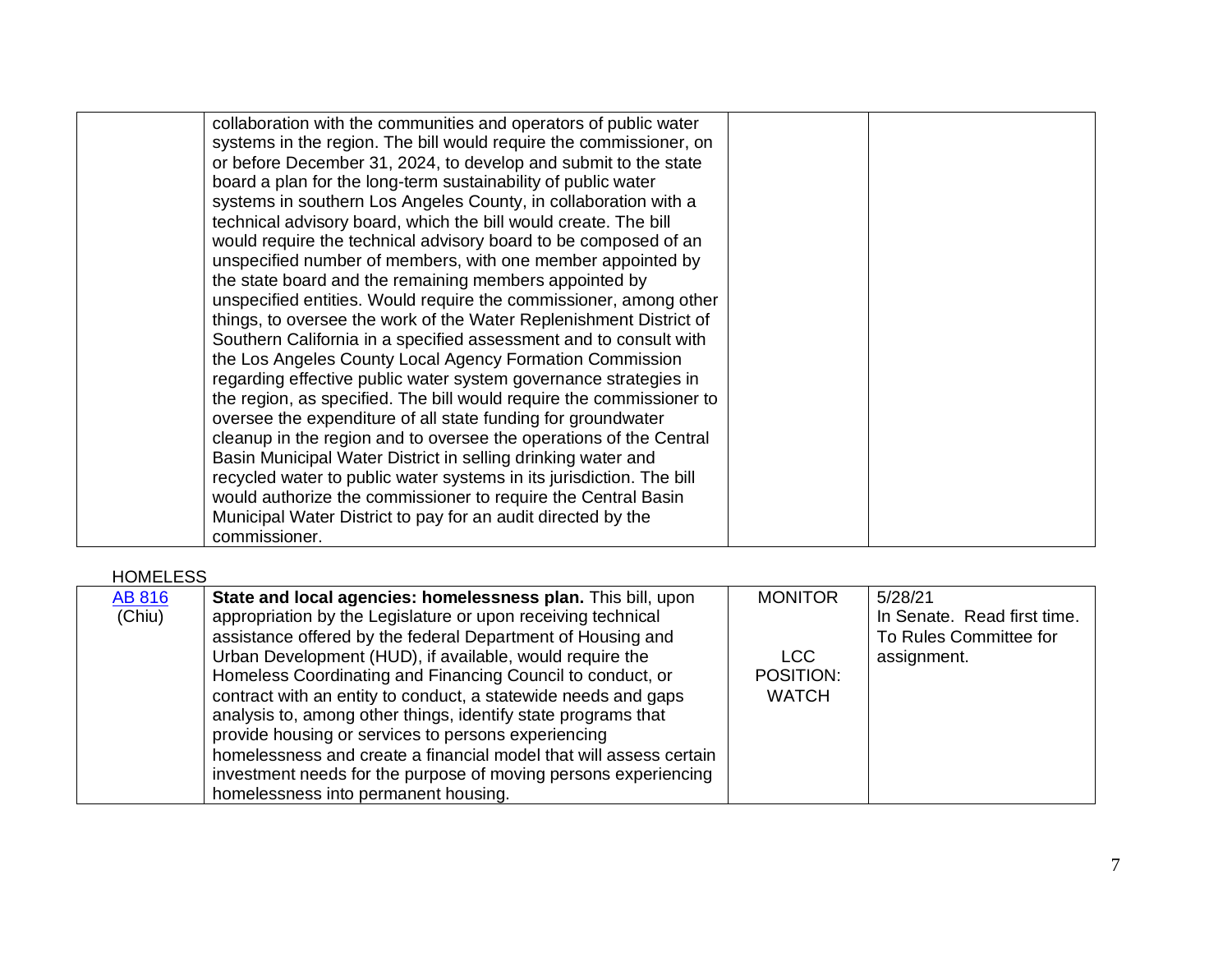| | | | |
|---|---|---|---|
| | collaboration with the communities and operators of public water systems in the region. The bill would require the commissioner, on or before December 31, 2024, to develop and submit to the state board a plan for the long-term sustainability of public water systems in southern Los Angeles County, in collaboration with a technical advisory board, which the bill would create. The bill would require the technical advisory board to be composed of an unspecified number of members, with one member appointed by the state board and the remaining members appointed by unspecified entities. Would require the commissioner, among other things, to oversee the work of the Water Replenishment District of Southern California in a specified assessment and to consult with the Los Angeles County Local Agency Formation Commission regarding effective public water system governance strategies in the region, as specified. The bill would require the commissioner to oversee the expenditure of all state funding for groundwater cleanup in the region and to oversee the operations of the Central Basin Municipal Water District in selling drinking water and recycled water to public water systems in its jurisdiction. The bill would authorize the commissioner to require the Central Basin Municipal Water District to pay for an audit directed by the commissioner. | | |

HOMELESS

| | | | |
|---|---|---|---|
| AB 816 (Chiu) | **State and local agencies: homelessness plan.** This bill, upon appropriation by the Legislature or upon receiving technical assistance offered by the federal Department of Housing and Urban Development (HUD), if available, would require the Homeless Coordinating and Financing Council to conduct, or contract with an entity to conduct, a statewide needs and gaps analysis to, among other things, identify state programs that provide housing or services to persons experiencing homelessness and create a financial model that will assess certain investment needs for the purpose of moving persons experiencing homelessness into permanent housing. | MONITOR<br><br>LCC POSITION: WATCH | 5/28/21<br>In Senate. Read first time. To Rules Committee for assignment. |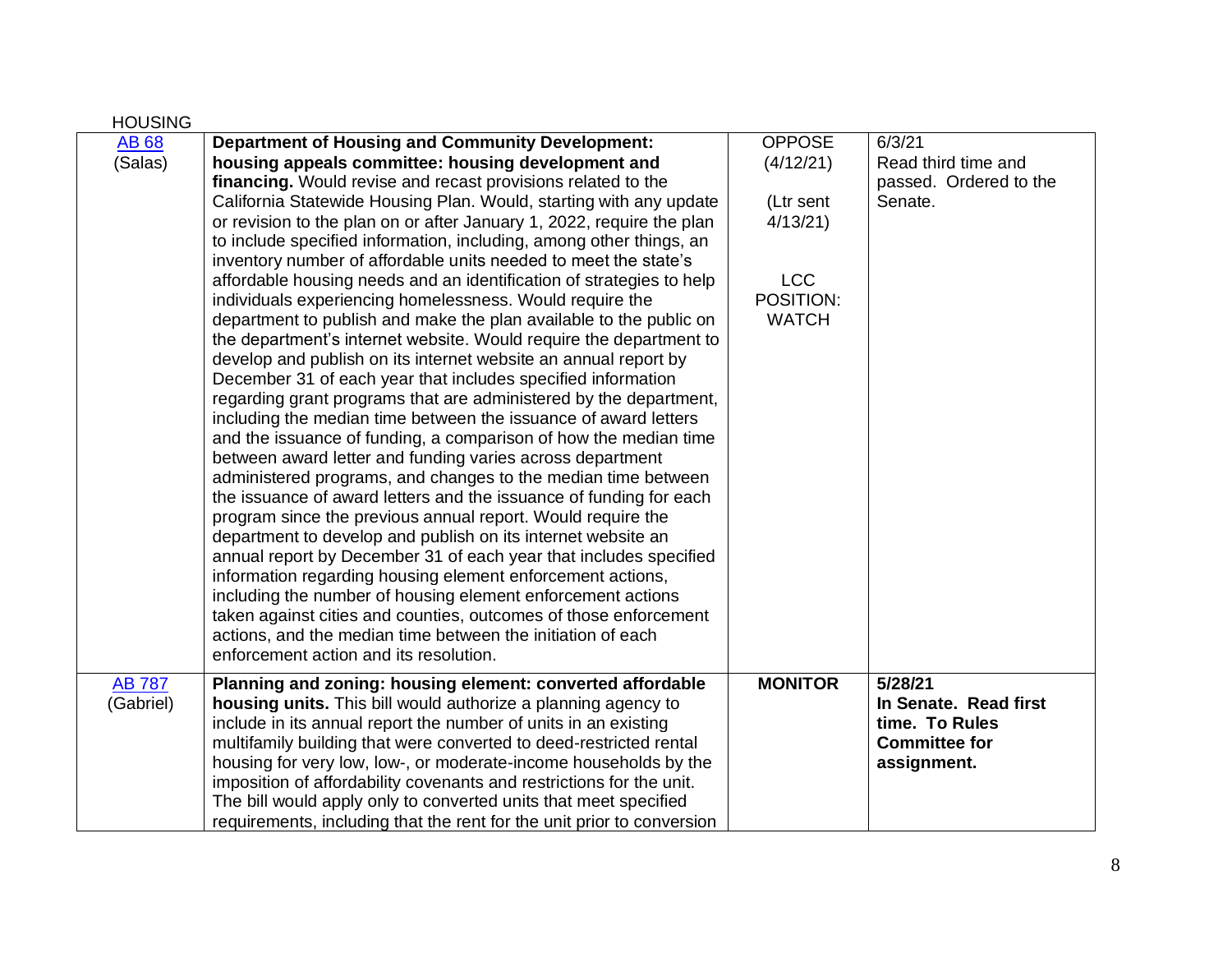HOUSING

| | | | |
|---|---|---|---|
| AB 68 (Salas) | **Department of Housing and Community Development: housing appeals committee: housing development and financing.** Would revise and recast provisions related to the California Statewide Housing Plan. Would, starting with any update or revision to the plan on or after January 1, 2022, require the plan to include specified information, including, among other things, an inventory number of affordable units needed to meet the state's affordable housing needs and an identification of strategies to help individuals experiencing homelessness. Would require the department to publish and make the plan available to the public on the department's internet website. Would require the department to develop and publish on its internet website an annual report by December 31 of each year that includes specified information regarding grant programs that are administered by the department, including the median time between the issuance of award letters and the issuance of funding, a comparison of how the median time between award letter and funding varies across department administered programs, and changes to the median time between the issuance of award letters and the issuance of funding for each program since the previous annual report. Would require the department to develop and publish on its internet website an annual report by December 31 of each year that includes specified information regarding housing element enforcement actions, including the number of housing element enforcement actions taken against cities and counties, outcomes of those enforcement actions, and the median time between the initiation of each enforcement action and its resolution. | OPPOSE (4/12/21)<br><br>(Ltr sent 4/13/21)<br><br>LCC POSITION: WATCH | 6/3/21<br>Read third time and passed. Ordered to the Senate. |
| AB 787 (Gabriel) | **Planning and zoning: housing element: converted affordable housing units.** This bill would authorize a planning agency to include in its annual report the number of units in an existing multifamily building that were converted to deed-restricted rental housing for very low, low-, or moderate-income households by the imposition of affordability covenants and restrictions for the unit. The bill would apply only to converted units that meet specified requirements, including that the rent for the unit prior to conversion | **MONITOR** | **5/28/21**<br>**In Senate. Read first time. To Rules Committee for assignment.** |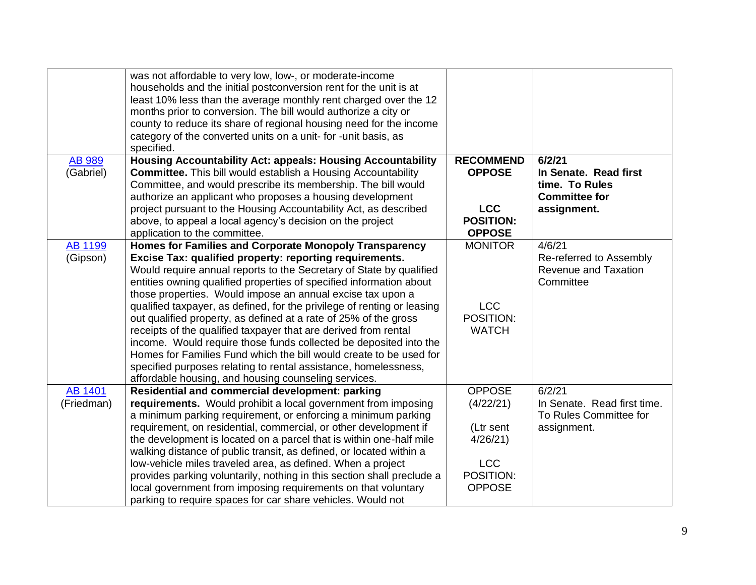| | | | |
|---|---|---|---|
| | was not affordable to very low, low-, or moderate-income households and the initial postconversion rent for the unit is at least 10% less than the average monthly rent charged over the 12 months prior to conversion. The bill would authorize a city or county to reduce its share of regional housing need for the income category of the converted units on a unit- for -unit basis, as specified. | | |
| AB 989 (Gabriel) | **Housing Accountability Act: appeals: Housing Accountability Committee.** This bill would establish a Housing Accountability Committee, and would prescribe its membership. The bill would authorize an applicant who proposes a housing development project pursuant to the Housing Accountability Act, as described above, to appeal a local agency's decision on the project application to the committee. | **RECOMMEND OPPOSE** <br><br> **LCC POSITION: OPPOSE** | **6/2/21** <br> **In Senate. Read first time. To Rules Committee for assignment.** |
| AB 1199 (Gipson) | **Homes for Families and Corporate Monopoly Transparency Excise Tax: qualified property: reporting requirements.** Would require annual reports to the Secretary of State by qualified entities owning qualified properties of specified information about those properties. Would impose an annual excise tax upon a qualified taxpayer, as defined, for the privilege of renting or leasing out qualified property, as defined at a rate of 25% of the gross receipts of the qualified taxpayer that are derived from rental income. Would require those funds collected be deposited into the Homes for Families Fund which the bill would create to be used for specified purposes relating to rental assistance, homelessness, affordable housing, and housing counseling services. | MONITOR <br><br> LCC POSITION: WATCH | 4/6/21 <br> Re-referred to Assembly Revenue and Taxation Committee |
| AB 1401 (Friedman) | **Residential and commercial development: parking requirements.** Would prohibit a local government from imposing a minimum parking requirement, or enforcing a minimum parking requirement, on residential, commercial, or other development if the development is located on a parcel that is within one-half mile walking distance of public transit, as defined, or located within a low-vehicle miles traveled area, as defined. When a project provides parking voluntarily, nothing in this section shall preclude a local government from imposing requirements on that voluntary parking to require spaces for car share vehicles. Would not | OPPOSE (4/22/21) <br><br> (Ltr sent 4/26/21) <br><br> LCC POSITION: OPPOSE | 6/2/21 <br> In Senate. Read first time. To Rules Committee for assignment. |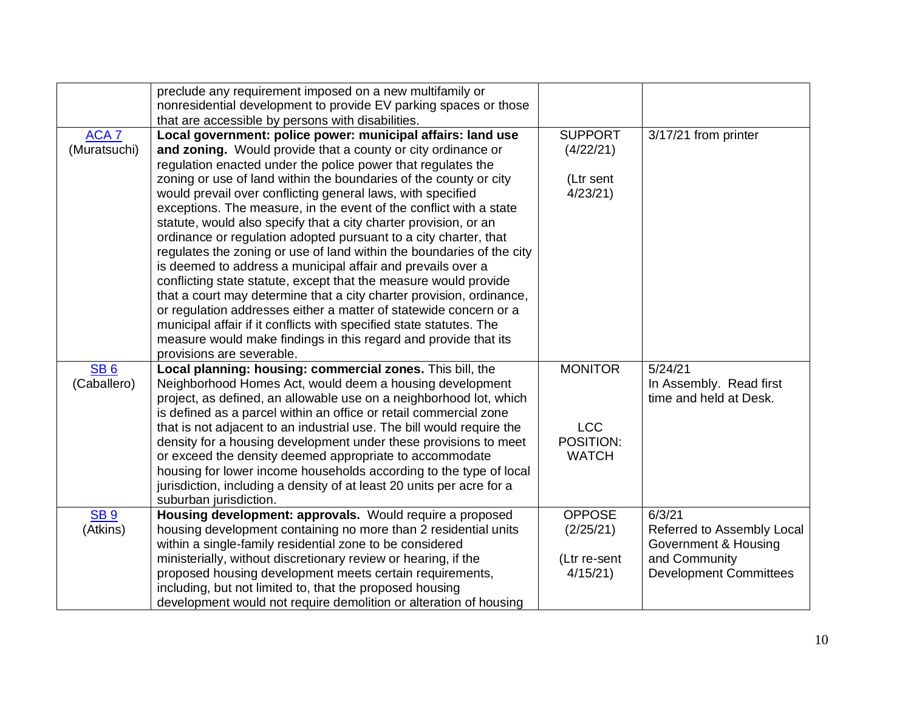| | | | |
|---|---|---|---|
| | preclude any requirement imposed on a new multifamily or nonresidential development to provide EV parking spaces or those that are accessible by persons with disabilities. | | |
| ACA 7 (Muratsuchi) | **Local government: police power: municipal affairs: land use and zoning.** Would provide that a county or city ordinance or regulation enacted under the police power that regulates the zoning or use of land within the boundaries of the county or city would prevail over conflicting general laws, with specified exceptions. The measure, in the event of the conflict with a state statute, would also specify that a city charter provision, or an ordinance or regulation adopted pursuant to a city charter, that regulates the zoning or use of land within the boundaries of the city is deemed to address a municipal affair and prevails over a conflicting state statute, except that the measure would provide that a court may determine that a city charter provision, ordinance, or regulation addresses either a matter of statewide concern or a municipal affair if it conflicts with specified state statutes. The measure would make findings in this regard and provide that its provisions are severable. | SUPPORT (4/22/21)<br><br>(Ltr sent 4/23/21) | 3/17/21 from printer |
| SB 6 (Caballero) | **Local planning: housing: commercial zones.** This bill, the Neighborhood Homes Act, would deem a housing development project, as defined, an allowable use on a neighborhood lot, which is defined as a parcel within an office or retail commercial zone that is not adjacent to an industrial use. The bill would require the density for a housing development under these provisions to meet or exceed the density deemed appropriate to accommodate housing for lower income households according to the type of local jurisdiction, including a density of at least 20 units per acre for a suburban jurisdiction. | MONITOR<br><br>LCC POSITION: WATCH | 5/24/21<br>In Assembly. Read first time and held at Desk. |
| SB 9 (Atkins) | **Housing development: approvals.** Would require a proposed housing development containing no more than 2 residential units within a single-family residential zone to be considered ministerially, without discretionary review or hearing, if the proposed housing development meets certain requirements, including, but not limited to, that the proposed housing development would not require demolition or alteration of housing | OPPOSE (2/25/21)<br><br>(Ltr re-sent 4/15/21) | 6/3/21<br>Referred to Assembly Local Government & Housing and Community Development Committees |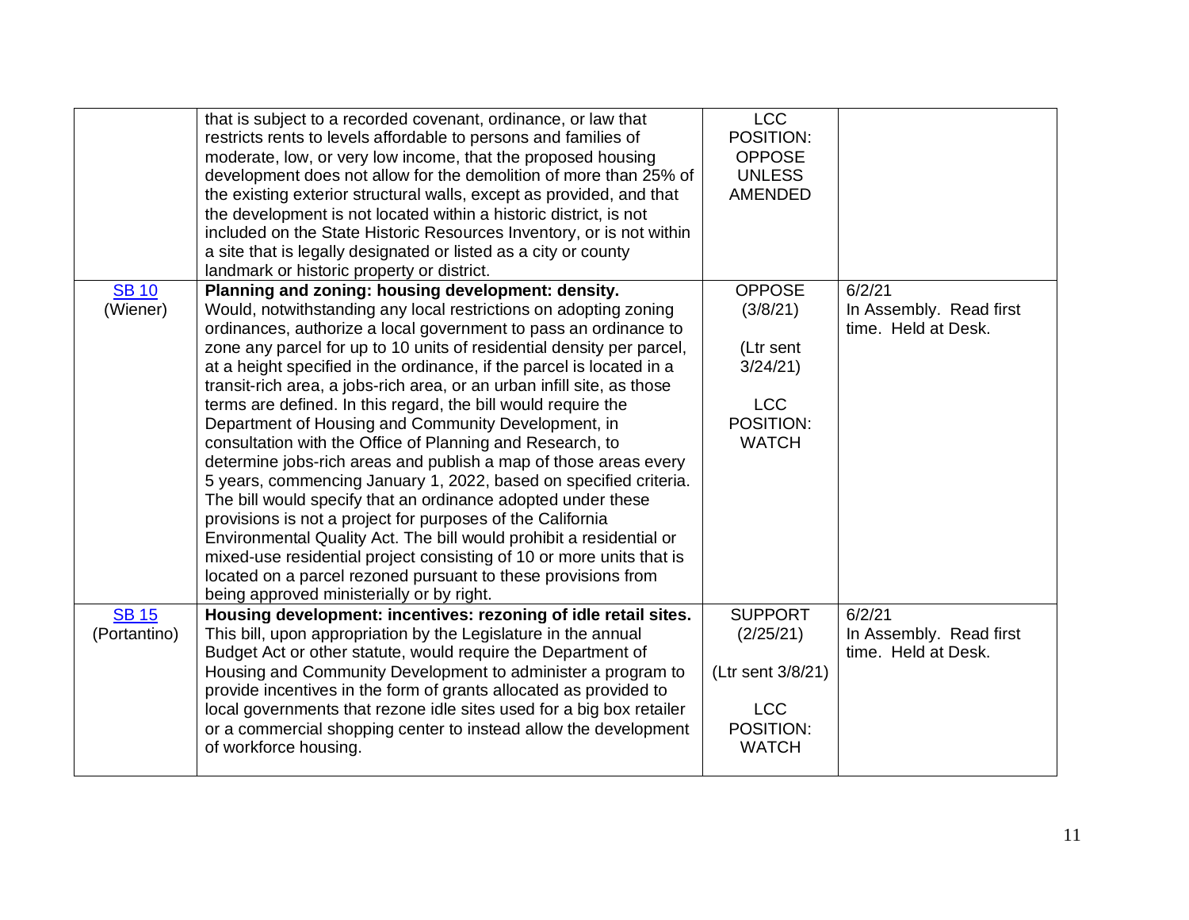| | | | |
|---|---|---|---|
| | that is subject to a recorded covenant, ordinance, or law that restricts rents to levels affordable to persons and families of moderate, low, or very low income, that the proposed housing development does not allow for the demolition of more than 25% of the existing exterior structural walls, except as provided, and that the development is not located within a historic district, is not included on the State Historic Resources Inventory, or is not within a site that is legally designated or listed as a city or county landmark or historic property or district. | LCC POSITION: OPPOSE UNLESS AMENDED | |
| [SB 10](#) (Wiener) | **Planning and zoning: housing development: density.** Would, notwithstanding any local restrictions on adopting zoning ordinances, authorize a local government to pass an ordinance to zone any parcel for up to 10 units of residential density per parcel, at a height specified in the ordinance, if the parcel is located in a transit-rich area, a jobs-rich area, or an urban infill site, as those terms are defined. In this regard, the bill would require the Department of Housing and Community Development, in consultation with the Office of Planning and Research, to determine jobs-rich areas and publish a map of those areas every 5 years, commencing January 1, 2022, based on specified criteria. The bill would specify that an ordinance adopted under these provisions is not a project for purposes of the California Environmental Quality Act. The bill would prohibit a residential or mixed-use residential project consisting of 10 or more units that is located on a parcel rezoned pursuant to these provisions from being approved ministerially or by right. | OPPOSE (3/8/21)<br><br>(Ltr sent 3/24/21)<br><br>LCC POSITION: WATCH | 6/2/21<br>In Assembly. Read first time. Held at Desk. |
| [SB 15](#) (Portantino) | **Housing development: incentives: rezoning of idle retail sites.** This bill, upon appropriation by the Legislature in the annual Budget Act or other statute, would require the Department of Housing and Community Development to administer a program to provide incentives in the form of grants allocated as provided to local governments that rezone idle sites used for a big box retailer or a commercial shopping center to instead allow the development of workforce housing. | SUPPORT (2/25/21)<br><br>(Ltr sent 3/8/21)<br><br>LCC POSITION: WATCH | 6/2/21<br>In Assembly. Read first time. Held at Desk. |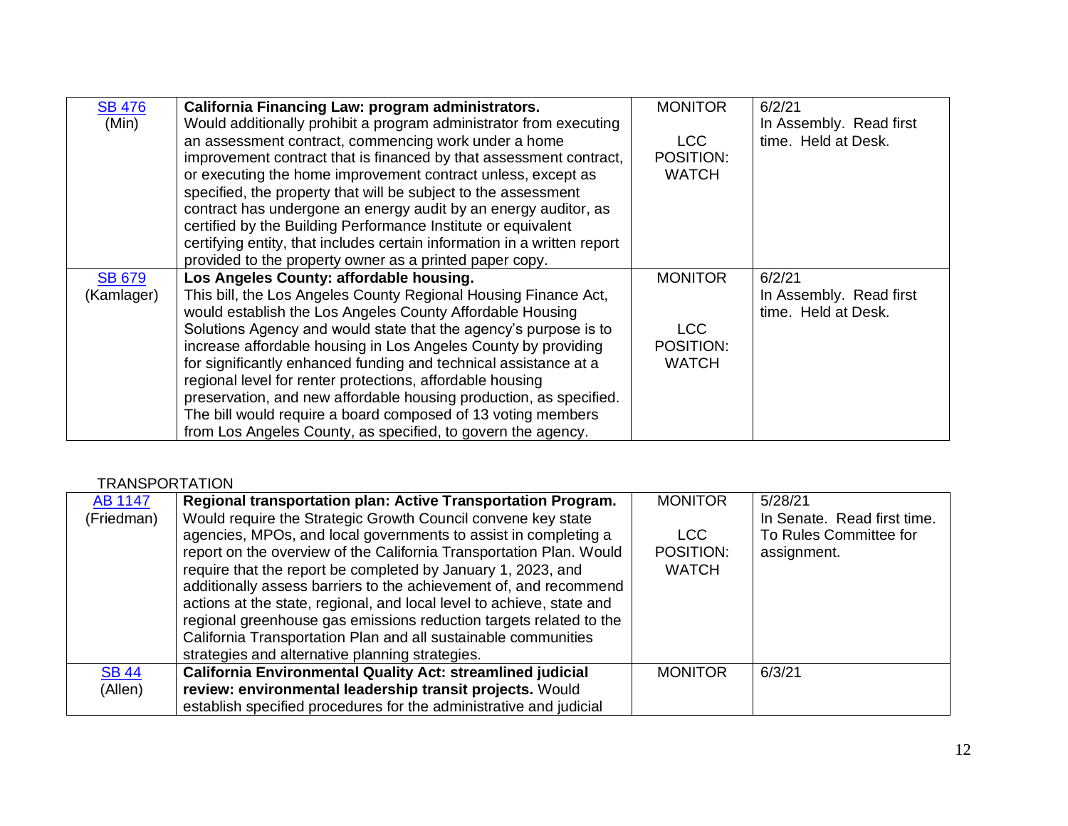| [SB 476](#) (Min) | **California Financing Law: program administrators.** Would additionally prohibit a program administrator from executing an assessment contract, commencing work under a home improvement contract that is financed by that assessment contract, or executing the home improvement contract unless, except as specified, the property that will be subject to the assessment contract has undergone an energy audit by an energy auditor, as certified by the Building Performance Institute or equivalent certifying entity, that includes certain information in a written report provided to the property owner as a printed paper copy. | MONITOR<br><br>LCC POSITION: WATCH | 6/2/21<br>In Assembly. Read first time. Held at Desk. |
|---|---|---|---|
| [SB 679](#) (Kamlager) | **Los Angeles County: affordable housing.** This bill, the Los Angeles County Regional Housing Finance Act, would establish the Los Angeles County Affordable Housing Solutions Agency and would state that the agency's purpose is to increase affordable housing in Los Angeles County by providing for significantly enhanced funding and technical assistance at a regional level for renter protections, affordable housing preservation, and new affordable housing production, as specified. The bill would require a board composed of 13 voting members from Los Angeles County, as specified, to govern the agency. | MONITOR<br><br>LCC POSITION: WATCH | 6/2/21<br>In Assembly. Read first time. Held at Desk. |

TRANSPORTATION

| [AB 1147](#) (Friedman) | **Regional transportation plan: Active Transportation Program.** Would require the Strategic Growth Council convene key state agencies, MPOs, and local governments to assist in completing a report on the overview of the California Transportation Plan. Would require that the report be completed by January 1, 2023, and additionally assess barriers to the achievement of, and recommend actions at the state, regional, and local level to achieve, state and regional greenhouse gas emissions reduction targets related to the California Transportation Plan and all sustainable communities strategies and alternative planning strategies. | MONITOR<br><br>LCC POSITION: WATCH | 5/28/21<br>In Senate. Read first time. To Rules Committee for assignment. |
|---|---|---|---|
| [SB 44](#) (Allen) | **California Environmental Quality Act: streamlined judicial review: environmental leadership transit projects.** Would establish specified procedures for the administrative and judicial | MONITOR | 6/3/21 |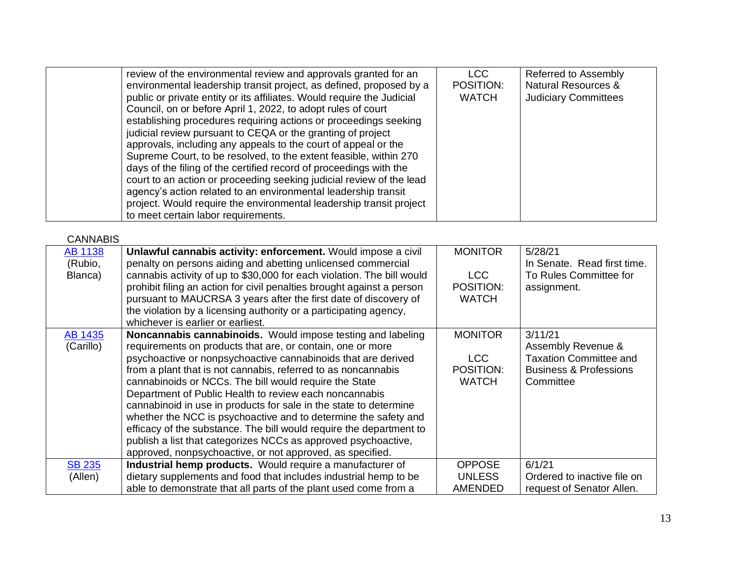| | | | |
|---|---|---|---|
| | review of the environmental review and approvals granted for an environmental leadership transit project, as defined, proposed by a public or private entity or its affiliates. Would require the Judicial Council, on or before April 1, 2022, to adopt rules of court establishing procedures requiring actions or proceedings seeking judicial review pursuant to CEQA or the granting of project approvals, including any appeals to the court of appeal or the Supreme Court, to be resolved, to the extent feasible, within 270 days of the filing of the certified record of proceedings with the court to an action or proceeding seeking judicial review of the lead agency's action related to an environmental leadership transit project. Would require the environmental leadership transit project to meet certain labor requirements. | LCC POSITION: WATCH | Referred to Assembly Natural Resources & Judiciary Committees |

CANNABIS

| | | | |
|---|---|---|---|
| AB 1138 (Rubio, Blanca) | **Unlawful cannabis activity: enforcement.** Would impose a civil penalty on persons aiding and abetting unlicensed commercial cannabis activity of up to $30,000 for each violation. The bill would prohibit filing an action for civil penalties brought against a person pursuant to MAUCRSA 3 years after the first date of discovery of the violation by a licensing authority or a participating agency, whichever is earlier or earliest. | MONITOR<br><br>LCC POSITION: WATCH | 5/28/21<br>In Senate. Read first time. To Rules Committee for assignment. |
| AB 1435 (Carillo) | **Noncannabis cannabinoids.** Would impose testing and labeling requirements on products that are, or contain, one or more psychoactive or nonpsychoactive cannabinoids that are derived from a plant that is not cannabis, referred to as noncannabis cannabinoids or NCCs. The bill would require the State Department of Public Health to review each noncannabis cannabinoid in use in products for sale in the state to determine whether the NCC is psychoactive and to determine the safety and efficacy of the substance. The bill would require the department to publish a list that categorizes NCCs as approved psychoactive, approved, nonpsychoactive, or not approved, as specified. | MONITOR<br><br>LCC POSITION: WATCH | 3/11/21<br>Assembly Revenue & Taxation Committee and Business & Professions Committee |
| SB 235 (Allen) | **Industrial hemp products.** Would require a manufacturer of dietary supplements and food that includes industrial hemp to be able to demonstrate that all parts of the plant used come from a | OPPOSE UNLESS AMENDED | 6/1/21<br>Ordered to inactive file on request of Senator Allen. |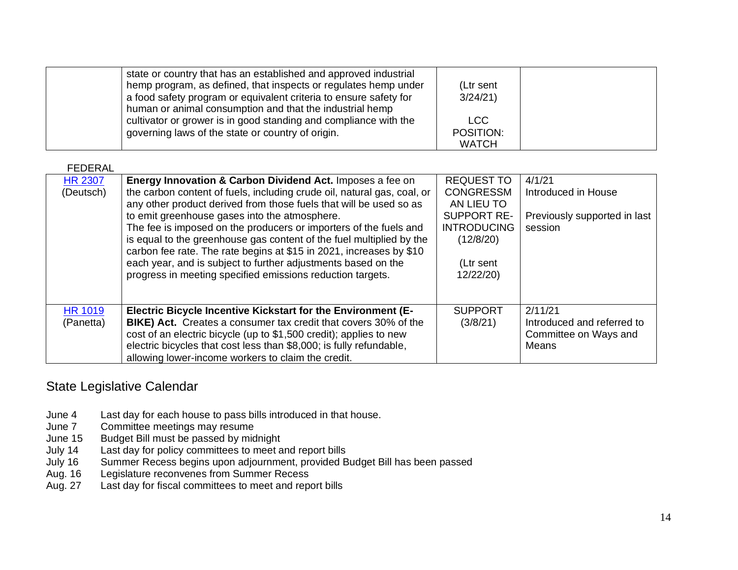| | state or country that has an established and approved industrial hemp program, as defined, that inspects or regulates hemp under a food safety program or equivalent criteria to ensure safety for human or animal consumption and that the industrial hemp cultivator or grower is in good standing and compliance with the governing laws of the state or country of origin. | (Ltr sent 3/24/21)<br><br>LCC POSITION: WATCH | |
|---|---|---|---|

FEDERAL

| | | | |
|---|---|---|---|
| HR 2307 (Deutsch) | **Energy Innovation & Carbon Dividend Act.** Imposes a fee on the carbon content of fuels, including crude oil, natural gas, coal, or any other product derived from those fuels that will be used so as to emit greenhouse gases into the atmosphere. The fee is imposed on the producers or importers of the fuels and is equal to the greenhouse gas content of the fuel multiplied by the carbon fee rate. The rate begins at $15 in 2021, increases by $10 each year, and is subject to further adjustments based on the progress in meeting specified emissions reduction targets. | REQUEST TO CONGRESSMAN LIEU TO SUPPORT RE-INTRODUCING (12/8/20)<br><br>(Ltr sent 12/22/20) | 4/1/21 Introduced in House<br><br>Previously supported in last session |
| HR 1019 (Panetta) | **Electric Bicycle Incentive Kickstart for the Environment (E-BIKE) Act.** Creates a consumer tax credit that covers 30% of the cost of an electric bicycle (up to $1,500 credit); applies to new electric bicycles that cost less than $8,000; is fully refundable, allowing lower-income workers to claim the credit. | SUPPORT (3/8/21) | 2/11/21 Introduced and referred to Committee on Ways and Means |

## State Legislative Calendar

- June 4 Last day for each house to pass bills introduced in that house.
- June 7 Committee meetings may resume
- June 15 Budget Bill must be passed by midnight
- July 14 Last day for policy committees to meet and report bills
- July 16 Summer Recess begins upon adjournment, provided Budget Bill has been passed
- Aug. 16 Legislature reconvenes from Summer Recess
- Aug. 27 Last day for fiscal committees to meet and report bills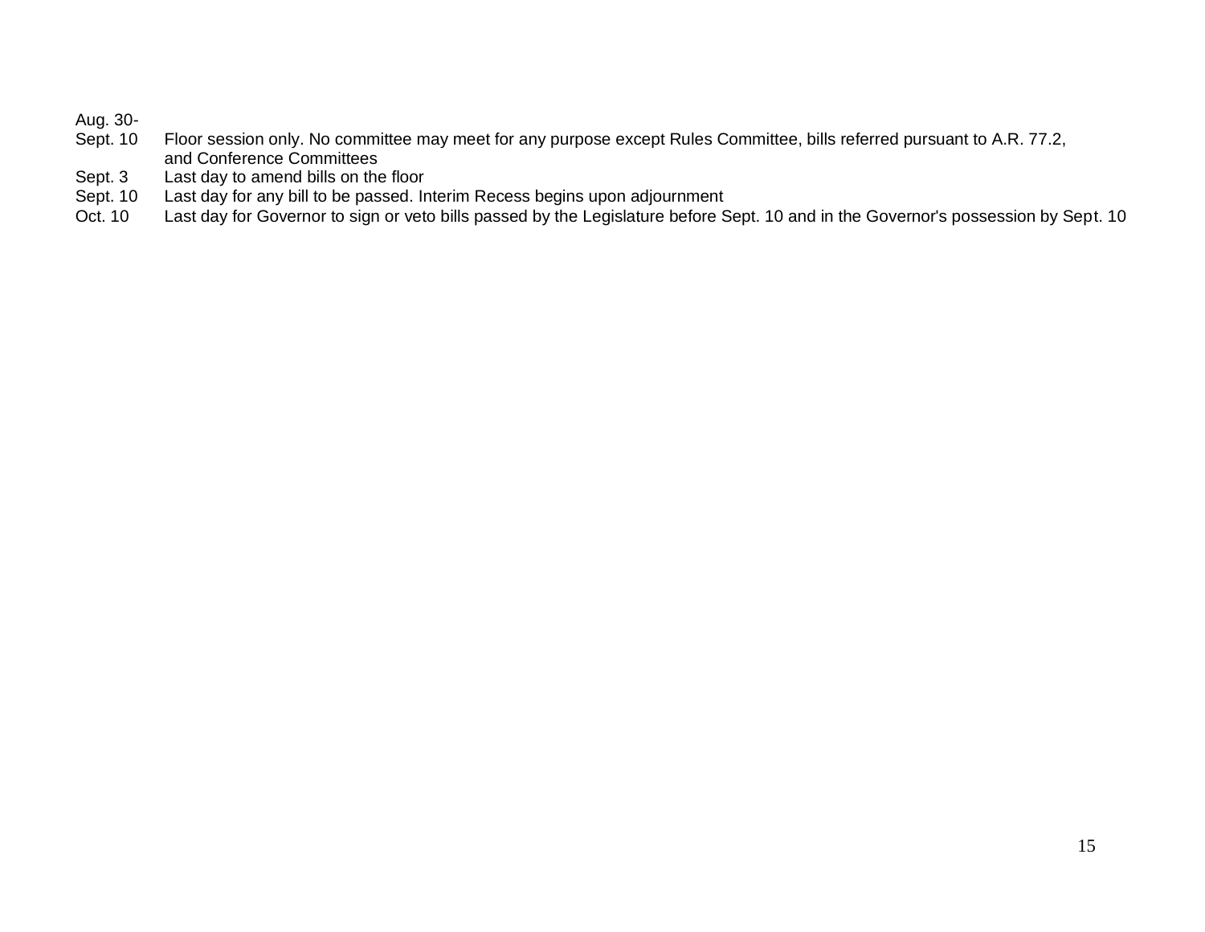| | |
|---|---|
| Aug. 30-<br>Sept. 10 | Floor session only. No committee may meet for any purpose except Rules Committee, bills referred pursuant to A.R. 77.2, and Conference Committees |
| Sept. 3 | Last day to amend bills on the floor |
| Sept. 10 | Last day for any bill to be passed. Interim Recess begins upon adjournment |
| Oct. 10 | Last day for Governor to sign or veto bills passed by the Legislature before Sept. 10 and in the Governor's possession by Sept. 10 |